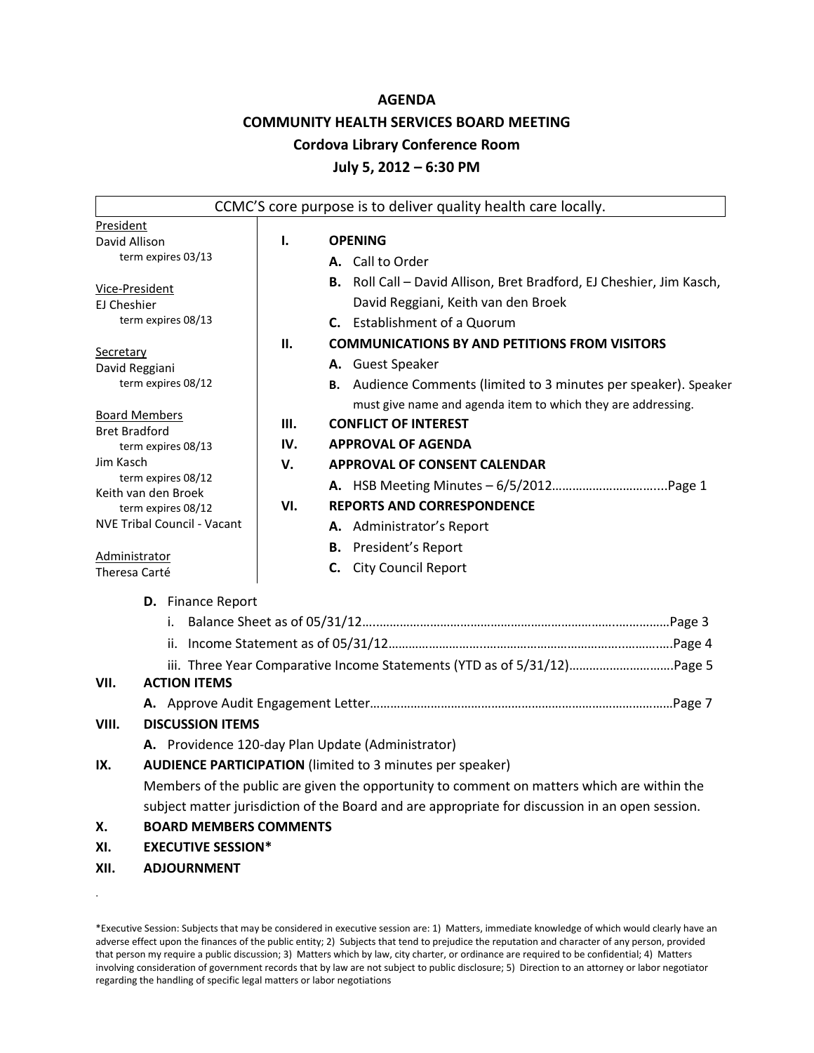# AGENDA

## COMMUNITY HEALTH SERVICES BOARD MEETING

### Cordova Library Conference Room

### July 5, 2012 – 6:30 PM

CCMC'S core purpose is to deliver quality health care locally.

President
David Allison
term expires 03/13

Vice-President
EJ Cheshier
term expires 08/13

Secretary
David Reggiani
term expires 08/12

Board Members
Bret Bradford
term expires 08/13
Jim Kasch
term expires 08/12
Keith van den Broek
term expires 08/12
NVE Tribal Council - Vacant

Administrator
Theresa Carté

**I. OPENING**

- **A.** Call to Order
- **B.** Roll Call – David Allison, Bret Bradford, EJ Cheshier, Jim Kasch, David Reggiani, Keith van den Broek
- **C.** Establishment of a Quorum

**II. COMMUNICATIONS BY AND PETITIONS FROM VISITORS**

- **A.** Guest Speaker
- **B.** Audience Comments (limited to 3 minutes per speaker). Speaker must give name and agenda item to which they are addressing.

**III. CONFLICT OF INTEREST**

**IV. APPROVAL OF AGENDA**

**V. APPROVAL OF CONSENT CALENDAR**

- **A.** HSB Meeting Minutes – 6/5/2012…………………………….....Page 1

**VI. REPORTS AND CORRESPONDENCE**

- **A.** Administrator's Report
- **B.** President's Report
- **C.** City Council Report
- **D.** Finance Report
  - i. Balance Sheet as of 05/31/12……………………………………………………………………………Page 3
  - ii. Income Statement as of 05/31/12…………………………………………………………………….Page 4
  - iii. Three Year Comparative Income Statements (YTD as of 5/31/12)………………………….Page 5

**VII. ACTION ITEMS**

- **A.** Approve Audit Engagement Letter……………………………………………………………………………Page 7

**VIII. DISCUSSION ITEMS**

- **A.** Providence 120-day Plan Update (Administrator)

**IX. AUDIENCE PARTICIPATION** (limited to 3 minutes per speaker)
Members of the public are given the opportunity to comment on matters which are within the subject matter jurisdiction of the Board and are appropriate for discussion in an open session.

**X. BOARD MEMBERS COMMENTS**

**XI. EXECUTIVE SESSION***

**XII. ADJOURNMENT**

*Executive Session: Subjects that may be considered in executive session are: 1) Matters, immediate knowledge of which would clearly have an adverse effect upon the finances of the public entity; 2) Subjects that tend to prejudice the reputation and character of any person, provided that person my require a public discussion; 3) Matters which by law, city charter, or ordinance are required to be confidential; 4) Matters involving consideration of government records that by law are not subject to public disclosure; 5) Direction to an attorney or labor negotiator regarding the handling of specific legal matters or labor negotiations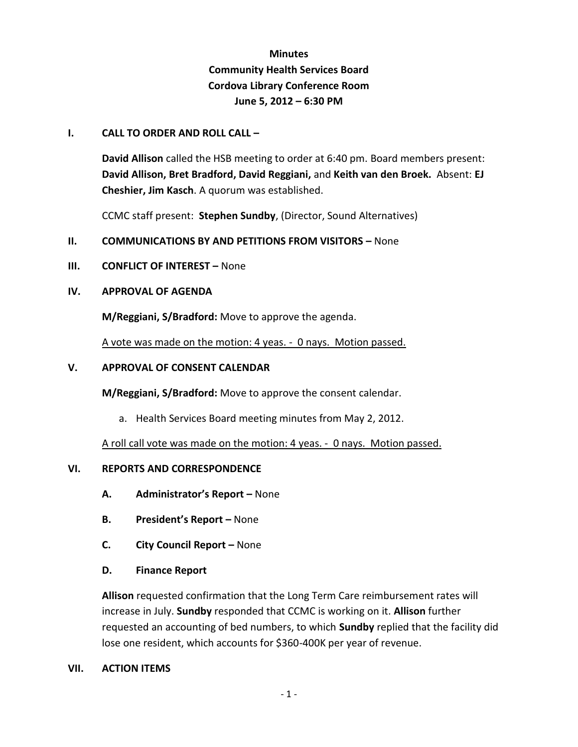**Minutes**
**Community Health Services Board**
**Cordova Library Conference Room**
**June 5, 2012 – 6:30 PM**

## I. CALL TO ORDER AND ROLL CALL –

**David Allison** called the HSB meeting to order at 6:40 pm. Board members present: **David Allison, Bret Bradford, David Reggiani,** and **Keith van den Broek.** Absent: **EJ Cheshier, Jim Kasch**. A quorum was established.

CCMC staff present: **Stephen Sundby**, (Director, Sound Alternatives)

## II. COMMUNICATIONS BY AND PETITIONS FROM VISITORS – None

## III. CONFLICT OF INTEREST – None

## IV. APPROVAL OF AGENDA

**M/Reggiani, S/Bradford:** Move to approve the agenda.

A vote was made on the motion: 4 yeas. - 0 nays. Motion passed.

## V. APPROVAL OF CONSENT CALENDAR

**M/Reggiani, S/Bradford:** Move to approve the consent calendar.

a. Health Services Board meeting minutes from May 2, 2012.

A roll call vote was made on the motion: 4 yeas. - 0 nays. Motion passed.

## VI. REPORTS AND CORRESPONDENCE

**A. Administrator's Report –** None

**B. President's Report –** None

**C. City Council Report –** None

**D. Finance Report**

**Allison** requested confirmation that the Long Term Care reimbursement rates will increase in July. **Sundby** responded that CCMC is working on it. **Allison** further requested an accounting of bed numbers, to which **Sundby** replied that the facility did lose one resident, which accounts for $360-400K per year of revenue.

## VII. ACTION ITEMS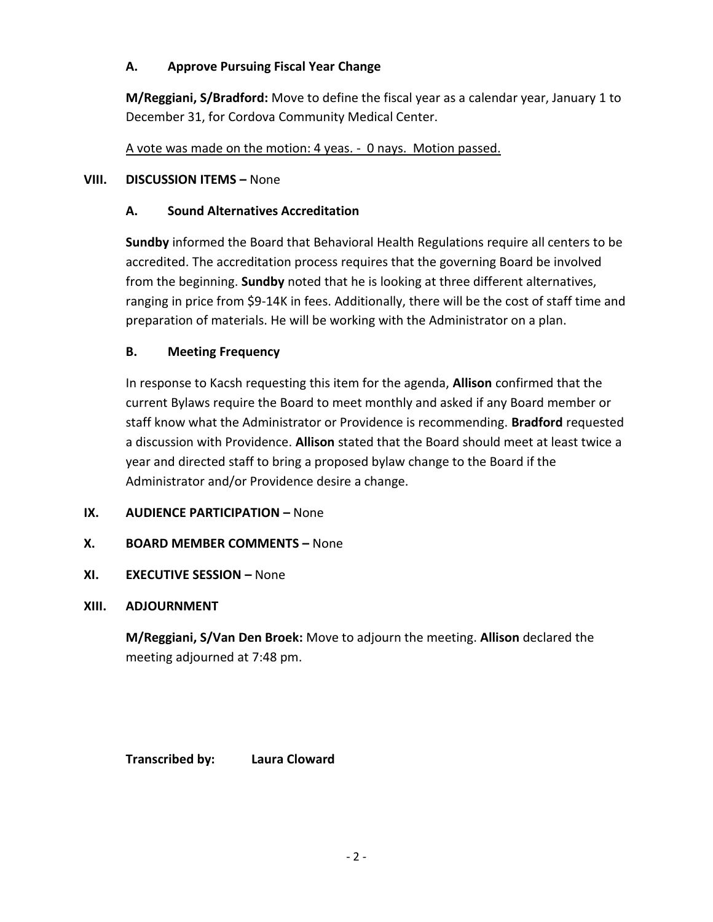### A. Approve Pursuing Fiscal Year Change

**M/Reggiani, S/Bradford:** Move to define the fiscal year as a calendar year, January 1 to December 31, for Cordova Community Medical Center.

<u>A vote was made on the motion: 4 yeas. - 0 nays. Motion passed.</u>

## VIII. DISCUSSION ITEMS – None

### A. Sound Alternatives Accreditation

**Sundby** informed the Board that Behavioral Health Regulations require all centers to be accredited. The accreditation process requires that the governing Board be involved from the beginning. **Sundby** noted that he is looking at three different alternatives, ranging in price from $9-14K in fees. Additionally, there will be the cost of staff time and preparation of materials. He will be working with the Administrator on a plan.

### B. Meeting Frequency

In response to Kacsh requesting this item for the agenda, **Allison** confirmed that the current Bylaws require the Board to meet monthly and asked if any Board member or staff know what the Administrator or Providence is recommending. **Bradford** requested a discussion with Providence. **Allison** stated that the Board should meet at least twice a year and directed staff to bring a proposed bylaw change to the Board if the Administrator and/or Providence desire a change.

## IX. AUDIENCE PARTICIPATION – None

## X. BOARD MEMBER COMMENTS – None

## XI. EXECUTIVE SESSION – None

## XIII. ADJOURNMENT

**M/Reggiani, S/Van Den Broek:** Move to adjourn the meeting. **Allison** declared the meeting adjourned at 7:48 pm.

**Transcribed by:** **Laura Cloward**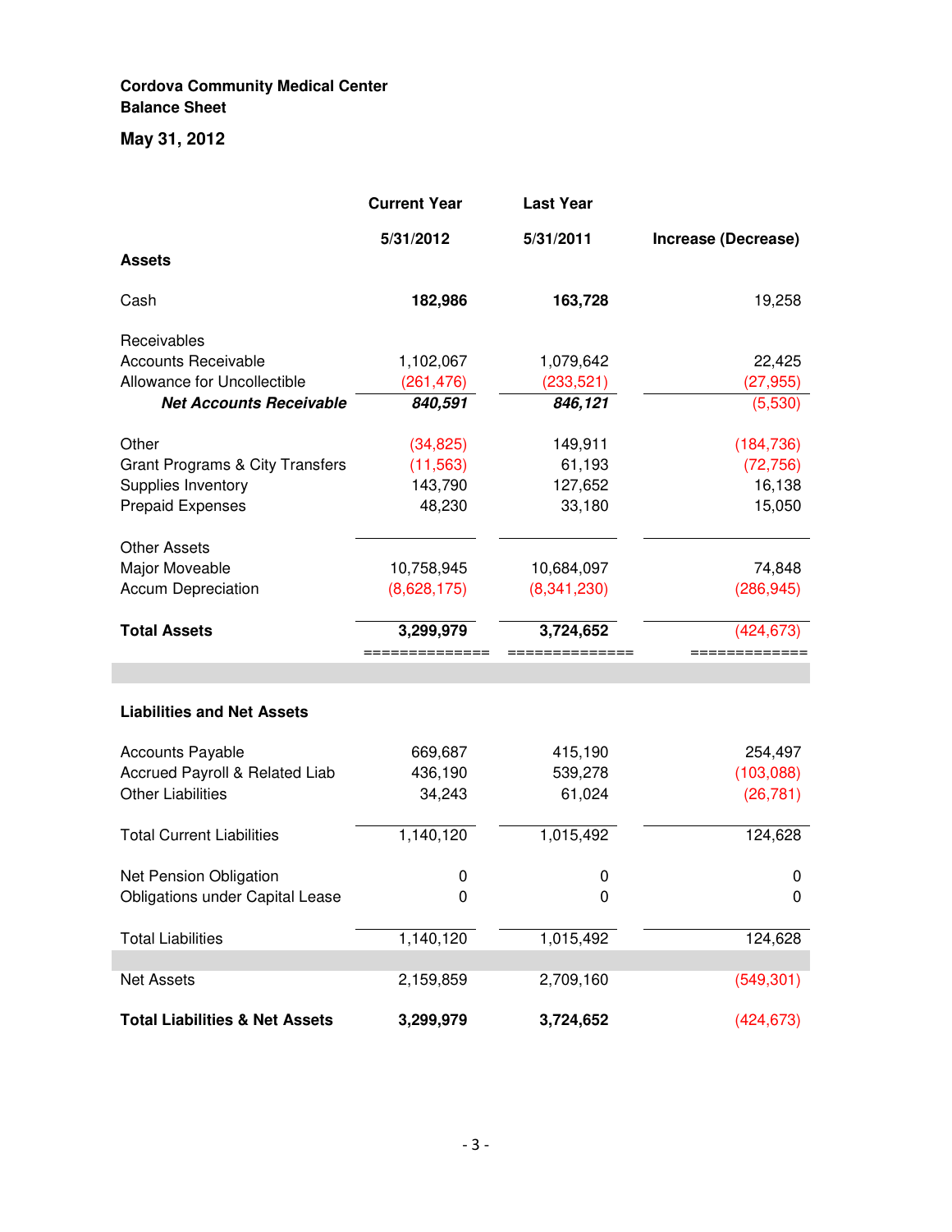**Cordova Community Medical Center**
**Balance Sheet**

**May 31, 2012**

| | Current Year<br>5/31/2012 | Last Year<br>5/31/2011 | Increase (Decrease) |
|---|---|---|---|
| **Assets** | | | |
| Cash | **182,986** | **163,728** | 19,258 |
| Receivables | | | |
| Accounts Receivable | 1,102,067 | 1,079,642 | 22,425 |
| Allowance for Uncollectible | (261,476) | (233,521) | (27,955) |
| ***Net Accounts Receivable*** | ***840,591*** | ***846,121*** | (5,530) |
| Other | (34,825) | 149,911 | (184,736) |
| Grant Programs & City Transfers | (11,563) | 61,193 | (72,756) |
| Supplies Inventory | 143,790 | 127,652 | 16,138 |
| Prepaid Expenses | 48,230 | 33,180 | 15,050 |
| Other Assets | | | |
| Major Moveable | 10,758,945 | 10,684,097 | 74,848 |
| Accum Depreciation | (8,628,175) | (8,341,230) | (286,945) |
| **Total Assets** | **3,299,979** | **3,724,652** | (424,673) |
| **Liabilities and Net Assets** | | | |
| Accounts Payable | 669,687 | 415,190 | 254,497 |
| Accrued Payroll & Related Liab | 436,190 | 539,278 | (103,088) |
| Other Liabilities | 34,243 | 61,024 | (26,781) |
| Total Current Liabilities | 1,140,120 | 1,015,492 | 124,628 |
| Net Pension Obligation | 0 | 0 | 0 |
| Obligations under Capital Lease | 0 | 0 | 0 |
| Total Liabilities | 1,140,120 | 1,015,492 | 124,628 |
| Net Assets | 2,159,859 | 2,709,160 | (549,301) |
| **Total Liabilities & Net Assets** | **3,299,979** | **3,724,652** | (424,673) |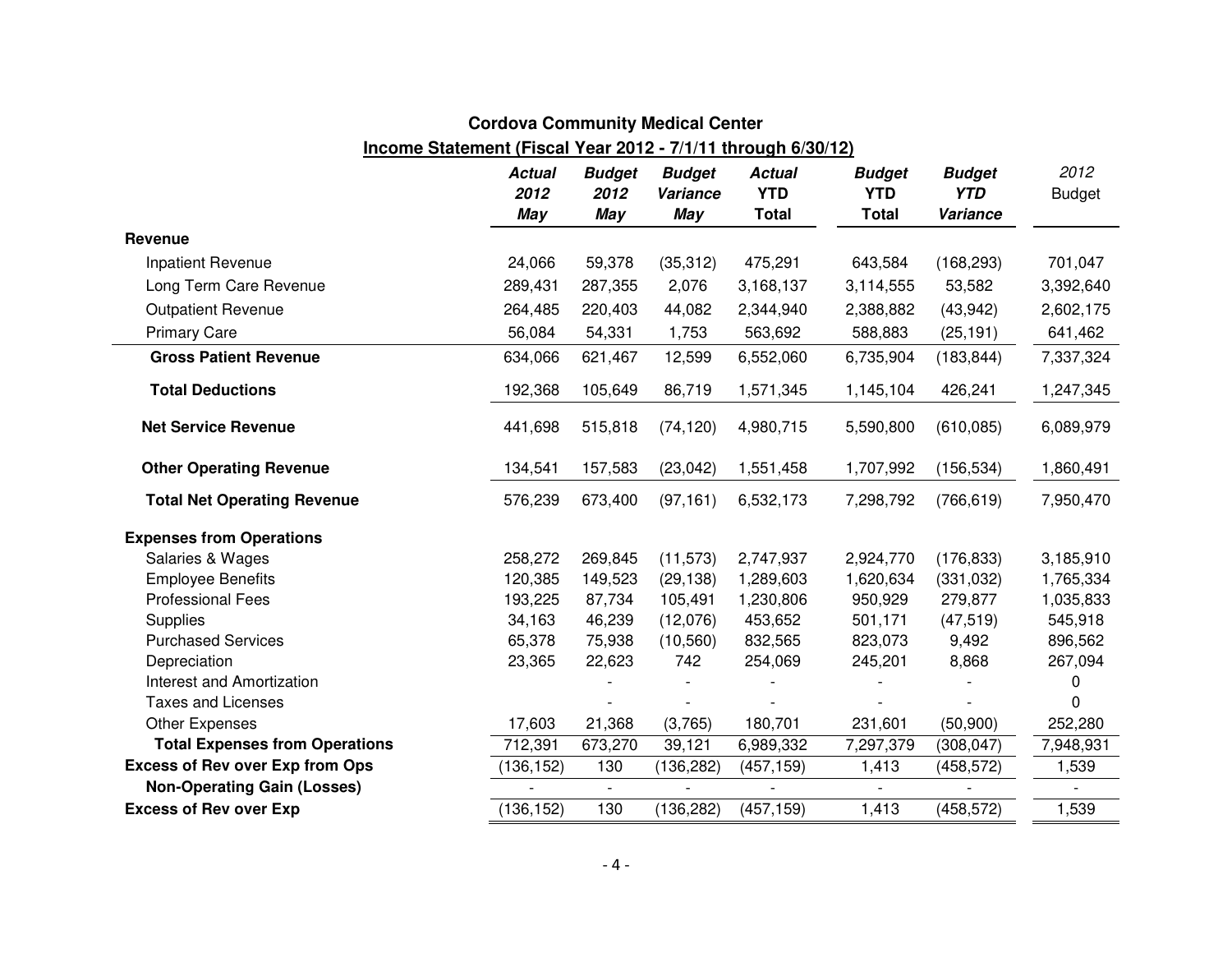## Cordova Community Medical Center

**Income Statement (Fiscal Year 2012 - 7/1/11 through 6/30/12)**

| | ***Actual 2012 May*** | ***Budget 2012 May*** | ***Budget Variance May*** | ***Actual YTD Total*** | ***Budget YTD Total*** | ***Budget YTD Variance*** | *2012* Budget |
|---|---|---|---|---|---|---|---|
| **Revenue** | | | | | | | |
| Inpatient Revenue | 24,066 | 59,378 | (35,312) | 475,291 | 643,584 | (168,293) | 701,047 |
| Long Term Care Revenue | 289,431 | 287,355 | 2,076 | 3,168,137 | 3,114,555 | 53,582 | 3,392,640 |
| Outpatient Revenue | 264,485 | 220,403 | 44,082 | 2,344,940 | 2,388,882 | (43,942) | 2,602,175 |
| Primary Care | 56,084 | 54,331 | 1,753 | 563,692 | 588,883 | (25,191) | 641,462 |
| **Gross Patient Revenue** | 634,066 | 621,467 | 12,599 | 6,552,060 | 6,735,904 | (183,844) | 7,337,324 |
| **Total Deductions** | 192,368 | 105,649 | 86,719 | 1,571,345 | 1,145,104 | 426,241 | 1,247,345 |
| **Net Service Revenue** | 441,698 | 515,818 | (74,120) | 4,980,715 | 5,590,800 | (610,085) | 6,089,979 |
| **Other Operating Revenue** | 134,541 | 157,583 | (23,042) | 1,551,458 | 1,707,992 | (156,534) | 1,860,491 |
| **Total Net Operating Revenue** | 576,239 | 673,400 | (97,161) | 6,532,173 | 7,298,792 | (766,619) | 7,950,470 |
| **Expenses from Operations** | | | | | | | |
| Salaries & Wages | 258,272 | 269,845 | (11,573) | 2,747,937 | 2,924,770 | (176,833) | 3,185,910 |
| Employee Benefits | 120,385 | 149,523 | (29,138) | 1,289,603 | 1,620,634 | (331,032) | 1,765,334 |
| Professional Fees | 193,225 | 87,734 | 105,491 | 1,230,806 | 950,929 | 279,877 | 1,035,833 |
| Supplies | 34,163 | 46,239 | (12,076) | 453,652 | 501,171 | (47,519) | 545,918 |
| Purchased Services | 65,378 | 75,938 | (10,560) | 832,565 | 823,073 | 9,492 | 896,562 |
| Depreciation | 23,365 | 22,623 | 742 | 254,069 | 245,201 | 8,868 | 267,094 |
| Interest and Amortization | | - | - | - | - | - | 0 |
| Taxes and Licenses | | - | - | - | - | - | 0 |
| Other Expenses | 17,603 | 21,368 | (3,765) | 180,701 | 231,601 | (50,900) | 252,280 |
| **Total Expenses from Operations** | 712,391 | 673,270 | 39,121 | 6,989,332 | 7,297,379 | (308,047) | 7,948,931 |
| **Excess of Rev over Exp from Ops** | (136,152) | 130 | (136,282) | (457,159) | 1,413 | (458,572) | 1,539 |
| **Non-Operating Gain (Losses)** | - | - | - | - | - | - | - |
| **Excess of Rev over Exp** | (136,152) | 130 | (136,282) | (457,159) | 1,413 | (458,572) | 1,539 |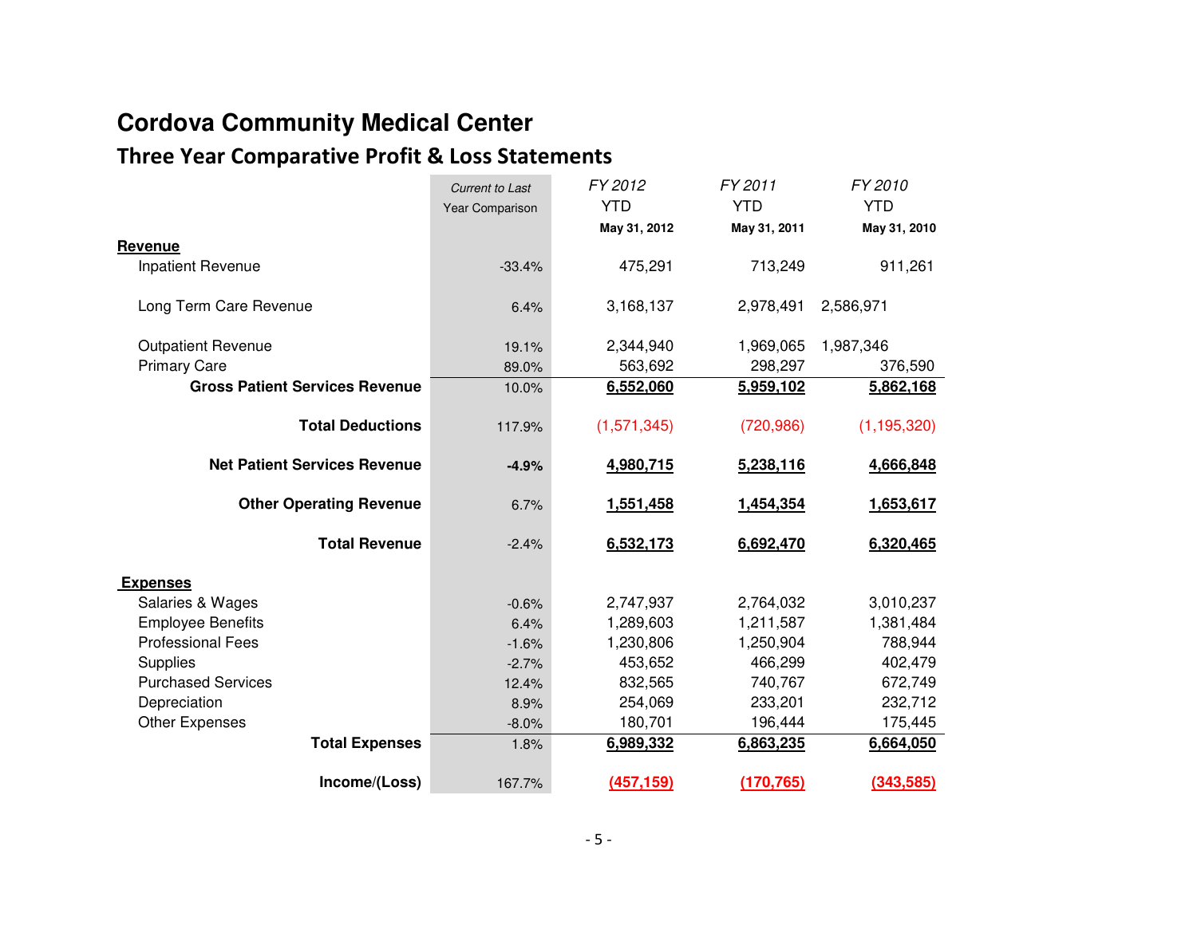# Cordova Community Medical Center

## Three Year Comparative Profit & Loss Statements

| | *Current to Last Year Comparison* | *FY 2012* YTD **May 31, 2012** | *FY 2011* YTD **May 31, 2011** | *FY 2010* YTD **May 31, 2010** |
|---|---|---|---|---|
| **Revenue** | | | | |
| Inpatient Revenue | -33.4% | 475,291 | 713,249 | 911,261 |
| Long Term Care Revenue | 6.4% | 3,168,137 | 2,978,491 | 2,586,971 |
| Outpatient Revenue | 19.1% | 2,344,940 | 1,969,065 | 1,987,346 |
| Primary Care | 89.0% | 563,692 | 298,297 | 376,590 |
| **Gross Patient Services Revenue** | 10.0% | **6,552,060** | **5,959,102** | **5,862,168** |
| **Total Deductions** | 117.9% | (1,571,345) | (720,986) | (1,195,320) |
| **Net Patient Services Revenue** | **-4.9%** | **4,980,715** | **5,238,116** | **4,666,848** |
| **Other Operating Revenue** | 6.7% | **1,551,458** | **1,454,354** | **1,653,617** |
| **Total Revenue** | -2.4% | **6,532,173** | **6,692,470** | **6,320,465** |
| **Expenses** | | | | |
| Salaries & Wages | -0.6% | 2,747,937 | 2,764,032 | 3,010,237 |
| Employee Benefits | 6.4% | 1,289,603 | 1,211,587 | 1,381,484 |
| Professional Fees | -1.6% | 1,230,806 | 1,250,904 | 788,944 |
| Supplies | -2.7% | 453,652 | 466,299 | 402,479 |
| Purchased Services | 12.4% | 832,565 | 740,767 | 672,749 |
| Depreciation | 8.9% | 254,069 | 233,201 | 232,712 |
| Other Expenses | -8.0% | 180,701 | 196,444 | 175,445 |
| **Total Expenses** | 1.8% | **6,989,332** | **6,863,235** | **6,664,050** |
| **Income/(Loss)** | 167.7% | **(457,159)** | **(170,765)** | **(343,585)** |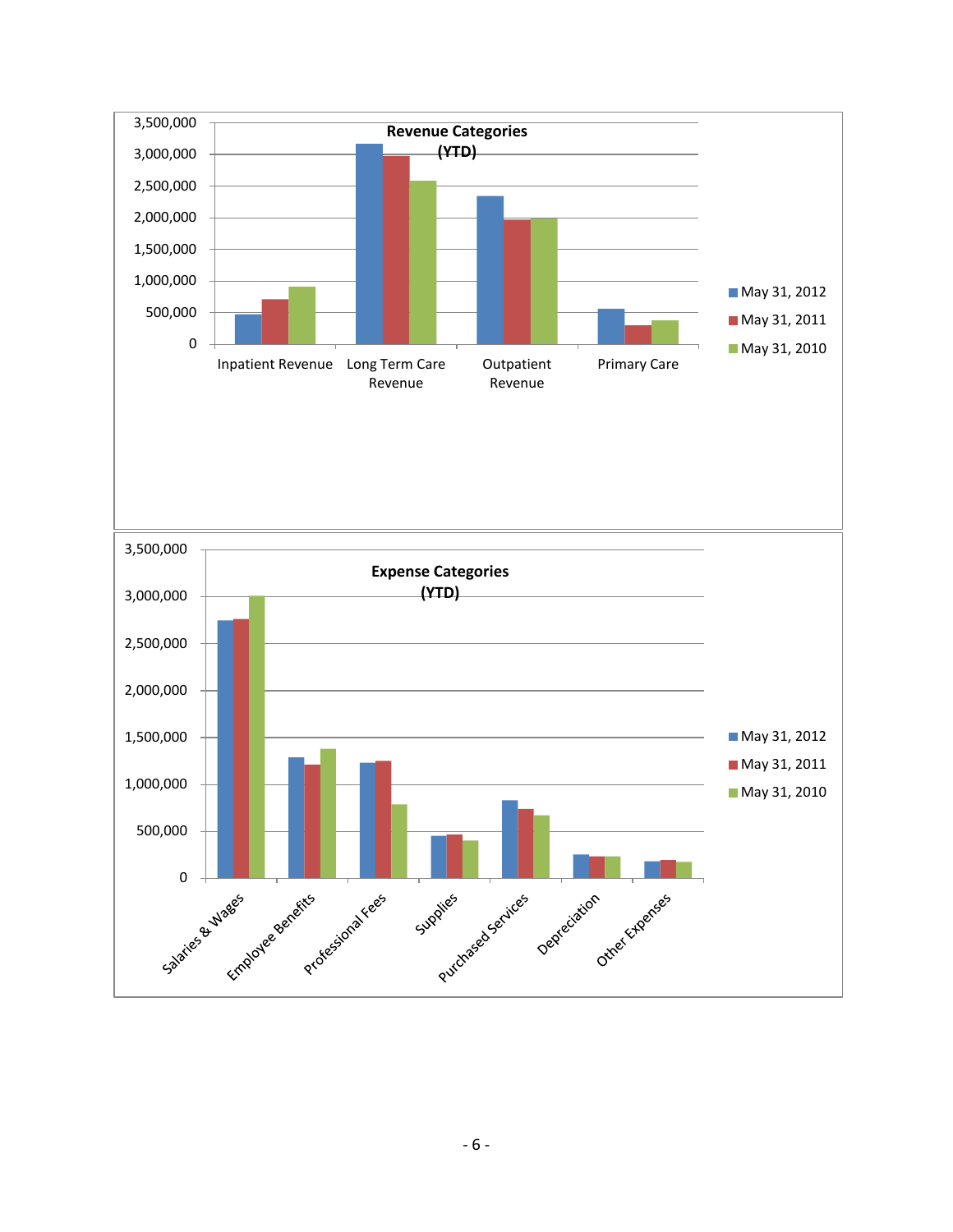Revenue Categories
(YTD)

3,500,000
3,000,000
2,500,000
2,000,000
1,500,000
1,000,000
500,000
0

Inpatient Revenue
Long Term Care Revenue
Outpatient Revenue
Primary Care

May 31, 2012
May 31, 2011
May 31, 2010

Expense Categories
(YTD)

3,500,000
3,000,000
2,500,000
2,000,000
1,500,000
1,000,000
500,000
0

Salaries & Wages
Employee Benefits
Professional Fees
Supplies
Purchased Services
Depreciation
Other Expenses

May 31, 2012
May 31, 2011
May 31, 2010